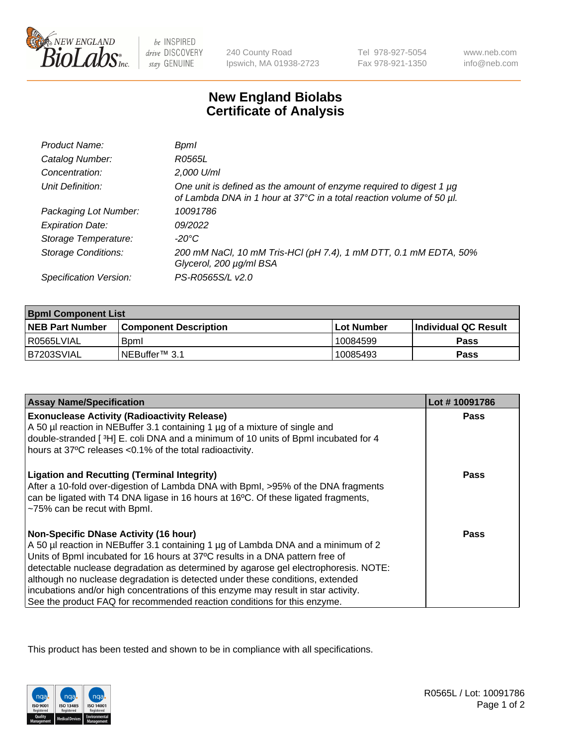# New England Biolabs
## Certificate of Analysis

| | |
|---|---|
| *Product Name:* | *BpmI* |
| *Catalog Number:* | *R0565L* |
| *Concentration:* | *2,000 U/ml* |
| *Unit Definition:* | *One unit is defined as the amount of enzyme required to digest 1 µg of Lambda DNA in 1 hour at 37°C in a total reaction volume of 50 µl.* |
| *Packaging Lot Number:* | *10091786* |
| *Expiration Date:* | *09/2022* |
| *Storage Temperature:* | *-20°C* |
| *Storage Conditions:* | *200 mM NaCl, 10 mM Tris-HCl (pH 7.4), 1 mM DTT, 0.1 mM EDTA, 50% Glycerol, 200 µg/ml BSA* |
| *Specification Version:* | *PS-R0565S/L v2.0* |

| BpmI Component List | | | |
|---|---|---|---|
| **NEB Part Number** | **Component Description** | **Lot Number** | **Individual QC Result** |
| R0565LVIAL | BpmI | 10084599 | **Pass** |
| B7203SVIAL | NEBuffer™ 3.1 | 10085493 | **Pass** |

| Assay Name/Specification | Lot # 10091786 |
|---|---|
| **Exonuclease Activity (Radioactivity Release)**<br>A 50 µl reaction in NEBuffer 3.1 containing 1 µg of a mixture of single and double-stranded [ $^3$H] E. coli DNA and a minimum of 10 units of BpmI incubated for 4 hours at 37ºC releases <0.1% of the total radioactivity. | **Pass** |
| **Ligation and Recutting (Terminal Integrity)**<br>After a 10-fold over-digestion of Lambda DNA with BpmI, >95% of the DNA fragments can be ligated with T4 DNA ligase in 16 hours at 16ºC. Of these ligated fragments, ~75% can be recut with BpmI. | **Pass** |
| **Non-Specific DNase Activity (16 hour)**<br>A 50 µl reaction in NEBuffer 3.1 containing 1 µg of Lambda DNA and a minimum of 2 Units of BpmI incubated for 16 hours at 37ºC results in a DNA pattern free of detectable nuclease degradation as determined by agarose gel electrophoresis. NOTE: although no nuclease degradation is detected under these conditions, extended incubations and/or high concentrations of this enzyme may result in star activity. See the product FAQ for recommended reaction conditions for this enzyme. | **Pass** |

This product has been tested and shown to be in compliance with all specifications.

R0565L / Lot: 10091786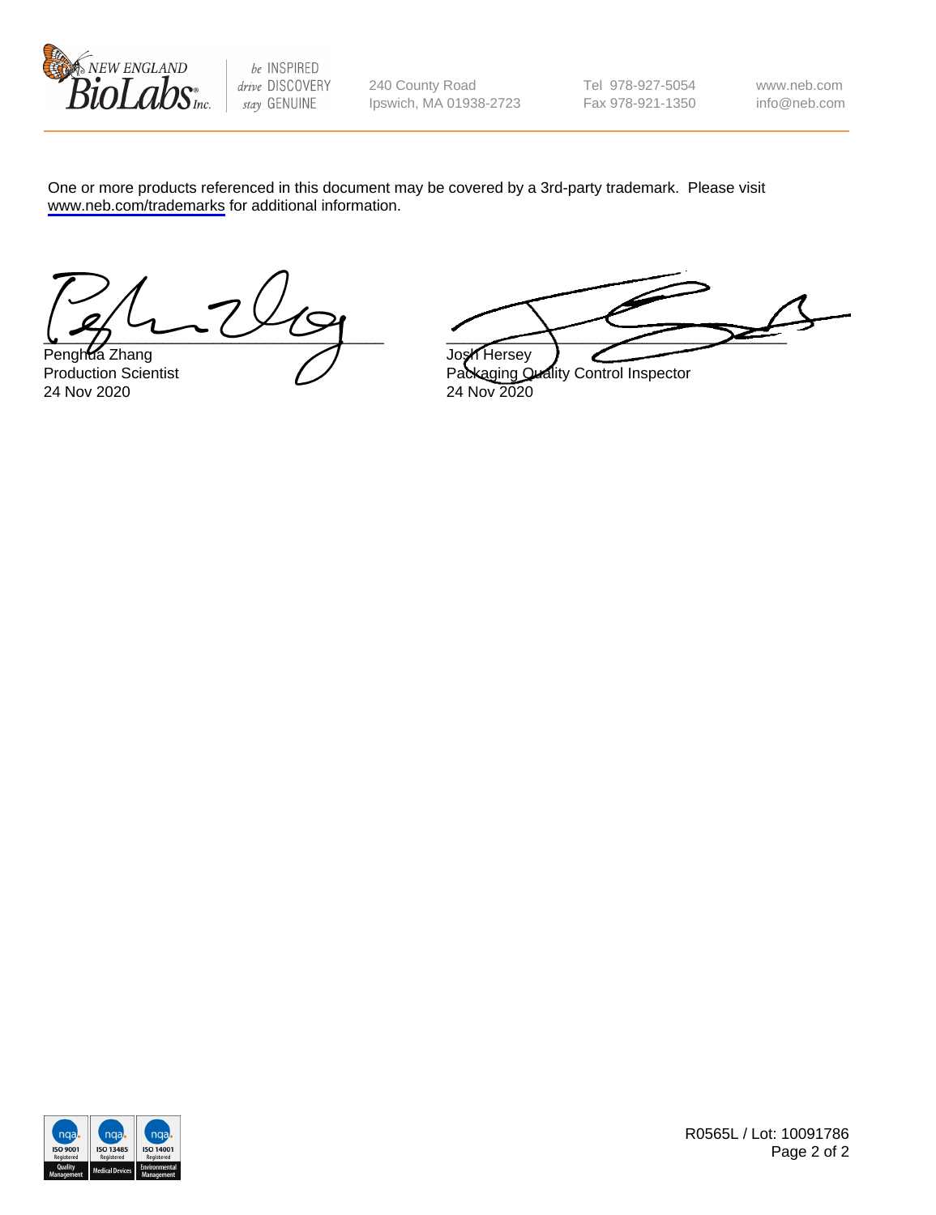One or more products referenced in this document may be covered by a 3rd-party trademark. Please visit www.neb.com/trademarks for additional information.

Penghua Zhang
Production Scientist
24 Nov 2020

Josh Hersey
Packaging Quality Control Inspector
24 Nov 2020

R0565L / Lot: 10091786